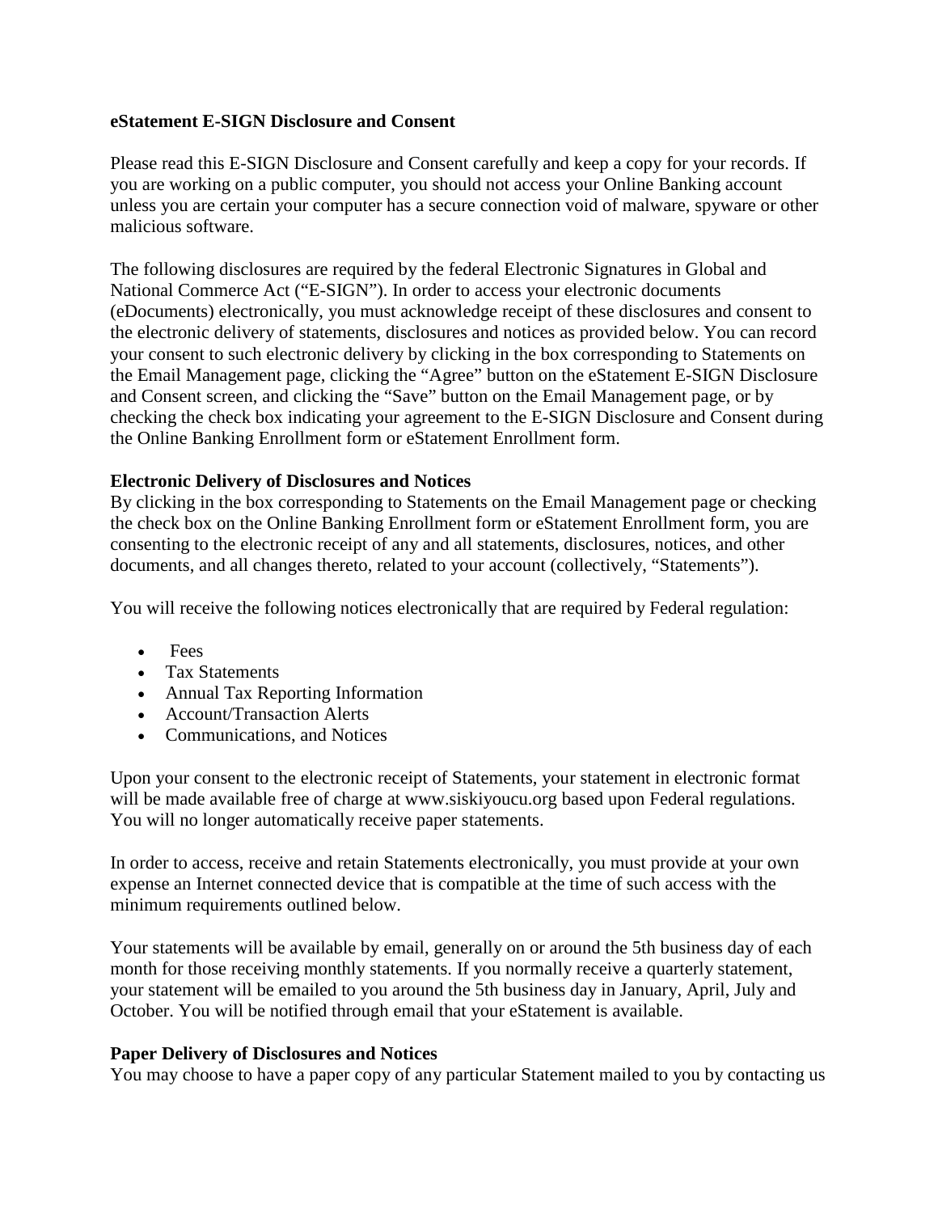**eStatement E-SIGN Disclosure and Consent**

Please read this E-SIGN Disclosure and Consent carefully and keep a copy for your records. If you are working on a public computer, you should not access your Online Banking account unless you are certain your computer has a secure connection void of malware, spyware or other malicious software.

The following disclosures are required by the federal Electronic Signatures in Global and National Commerce Act ("E-SIGN"). In order to access your electronic documents (eDocuments) electronically, you must acknowledge receipt of these disclosures and consent to the electronic delivery of statements, disclosures and notices as provided below. You can record your consent to such electronic delivery by clicking in the box corresponding to Statements on the Email Management page, clicking the "Agree" button on the eStatement E-SIGN Disclosure and Consent screen, and clicking the "Save" button on the Email Management page, or by checking the check box indicating your agreement to the E-SIGN Disclosure and Consent during the Online Banking Enrollment form or eStatement Enrollment form.

**Electronic Delivery of Disclosures and Notices**

By clicking in the box corresponding to Statements on the Email Management page or checking the check box on the Online Banking Enrollment form or eStatement Enrollment form, you are consenting to the electronic receipt of any and all statements, disclosures, notices, and other documents, and all changes thereto, related to your account (collectively, "Statements").

You will receive the following notices electronically that are required by Federal regulation:

- Fees
- Tax Statements
- Annual Tax Reporting Information
- Account/Transaction Alerts
- Communications, and Notices

Upon your consent to the electronic receipt of Statements, your statement in electronic format will be made available free of charge at www.siskiyoucu.org based upon Federal regulations. You will no longer automatically receive paper statements.

In order to access, receive and retain Statements electronically, you must provide at your own expense an Internet connected device that is compatible at the time of such access with the minimum requirements outlined below.

Your statements will be available by email, generally on or around the 5th business day of each month for those receiving monthly statements. If you normally receive a quarterly statement, your statement will be emailed to you around the 5th business day in January, April, July and October. You will be notified through email that your eStatement is available.

**Paper Delivery of Disclosures and Notices**

You may choose to have a paper copy of any particular Statement mailed to you by contacting us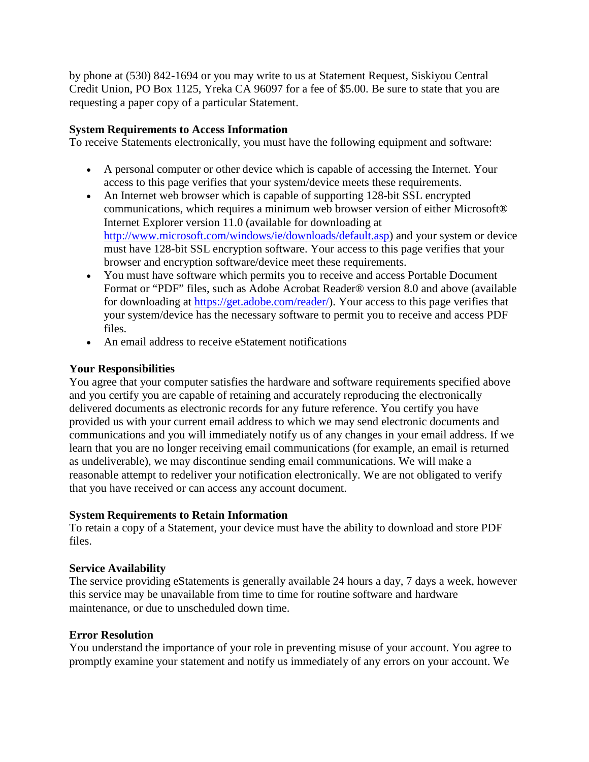by phone at (530) 842-1694 or you may write to us at Statement Request, Siskiyou Central Credit Union, PO Box 1125, Yreka CA 96097 for a fee of $5.00. Be sure to state that you are requesting a paper copy of a particular Statement.

**System Requirements to Access Information**
To receive Statements electronically, you must have the following equipment and software:

- A personal computer or other device which is capable of accessing the Internet. Your access to this page verifies that your system/device meets these requirements.
- An Internet web browser which is capable of supporting 128-bit SSL encrypted communications, which requires a minimum web browser version of either Microsoft® Internet Explorer version 11.0 (available for downloading at [http://www.microsoft.com/windows/ie/downloads/default.asp](http://www.microsoft.com/windows/ie/downloads/default.asp)) and your system or device must have 128-bit SSL encryption software. Your access to this page verifies that your browser and encryption software/device meet these requirements.
- You must have software which permits you to receive and access Portable Document Format or "PDF" files, such as Adobe Acrobat Reader® version 8.0 and above (available for downloading at [https://get.adobe.com/reader/](https://get.adobe.com/reader/)). Your access to this page verifies that your system/device has the necessary software to permit you to receive and access PDF files.
- An email address to receive eStatement notifications

**Your Responsibilities**
You agree that your computer satisfies the hardware and software requirements specified above and you certify you are capable of retaining and accurately reproducing the electronically delivered documents as electronic records for any future reference. You certify you have provided us with your current email address to which we may send electronic documents and communications and you will immediately notify us of any changes in your email address. If we learn that you are no longer receiving email communications (for example, an email is returned as undeliverable), we may discontinue sending email communications. We will make a reasonable attempt to redeliver your notification electronically. We are not obligated to verify that you have received or can access any account document.

**System Requirements to Retain Information**
To retain a copy of a Statement, your device must have the ability to download and store PDF files.

**Service Availability**
The service providing eStatements is generally available 24 hours a day, 7 days a week, however this service may be unavailable from time to time for routine software and hardware maintenance, or due to unscheduled down time.

**Error Resolution**
You understand the importance of your role in preventing misuse of your account. You agree to promptly examine your statement and notify us immediately of any errors on your account. We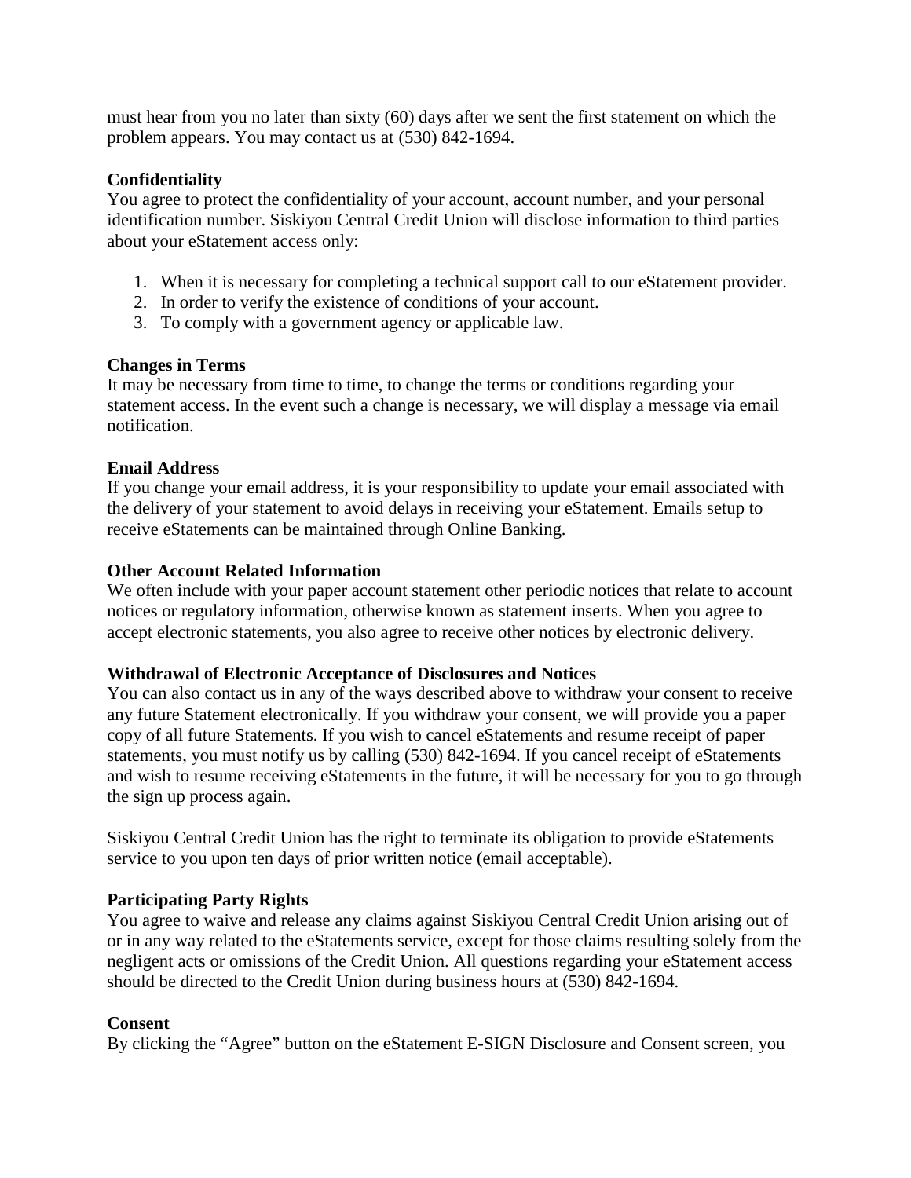must hear from you no later than sixty (60) days after we sent the first statement on which the problem appears. You may contact us at (530) 842-1694.

**Confidentiality**
You agree to protect the confidentiality of your account, account number, and your personal identification number. Siskiyou Central Credit Union will disclose information to third parties about your eStatement access only:

1. When it is necessary for completing a technical support call to our eStatement provider.
2. In order to verify the existence of conditions of your account.
3. To comply with a government agency or applicable law.

**Changes in Terms**
It may be necessary from time to time, to change the terms or conditions regarding your statement access. In the event such a change is necessary, we will display a message via email notification.

**Email Address**
If you change your email address, it is your responsibility to update your email associated with the delivery of your statement to avoid delays in receiving your eStatement. Emails setup to receive eStatements can be maintained through Online Banking.

**Other Account Related Information**
We often include with your paper account statement other periodic notices that relate to account notices or regulatory information, otherwise known as statement inserts. When you agree to accept electronic statements, you also agree to receive other notices by electronic delivery.

**Withdrawal of Electronic Acceptance of Disclosures and Notices**
You can also contact us in any of the ways described above to withdraw your consent to receive any future Statement electronically. If you withdraw your consent, we will provide you a paper copy of all future Statements. If you wish to cancel eStatements and resume receipt of paper statements, you must notify us by calling (530) 842-1694. If you cancel receipt of eStatements and wish to resume receiving eStatements in the future, it will be necessary for you to go through the sign up process again.

Siskiyou Central Credit Union has the right to terminate its obligation to provide eStatements service to you upon ten days of prior written notice (email acceptable).

**Participating Party Rights**
You agree to waive and release any claims against Siskiyou Central Credit Union arising out of or in any way related to the eStatements service, except for those claims resulting solely from the negligent acts or omissions of the Credit Union. All questions regarding your eStatement access should be directed to the Credit Union during business hours at (530) 842-1694.

**Consent**
By clicking the "Agree" button on the eStatement E-SIGN Disclosure and Consent screen, you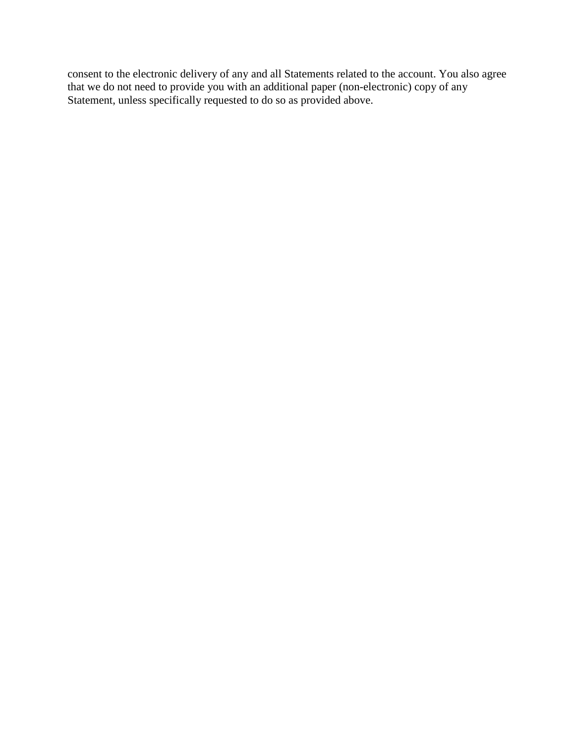consent to the electronic delivery of any and all Statements related to the account. You also agree that we do not need to provide you with an additional paper (non-electronic) copy of any Statement, unless specifically requested to do so as provided above.